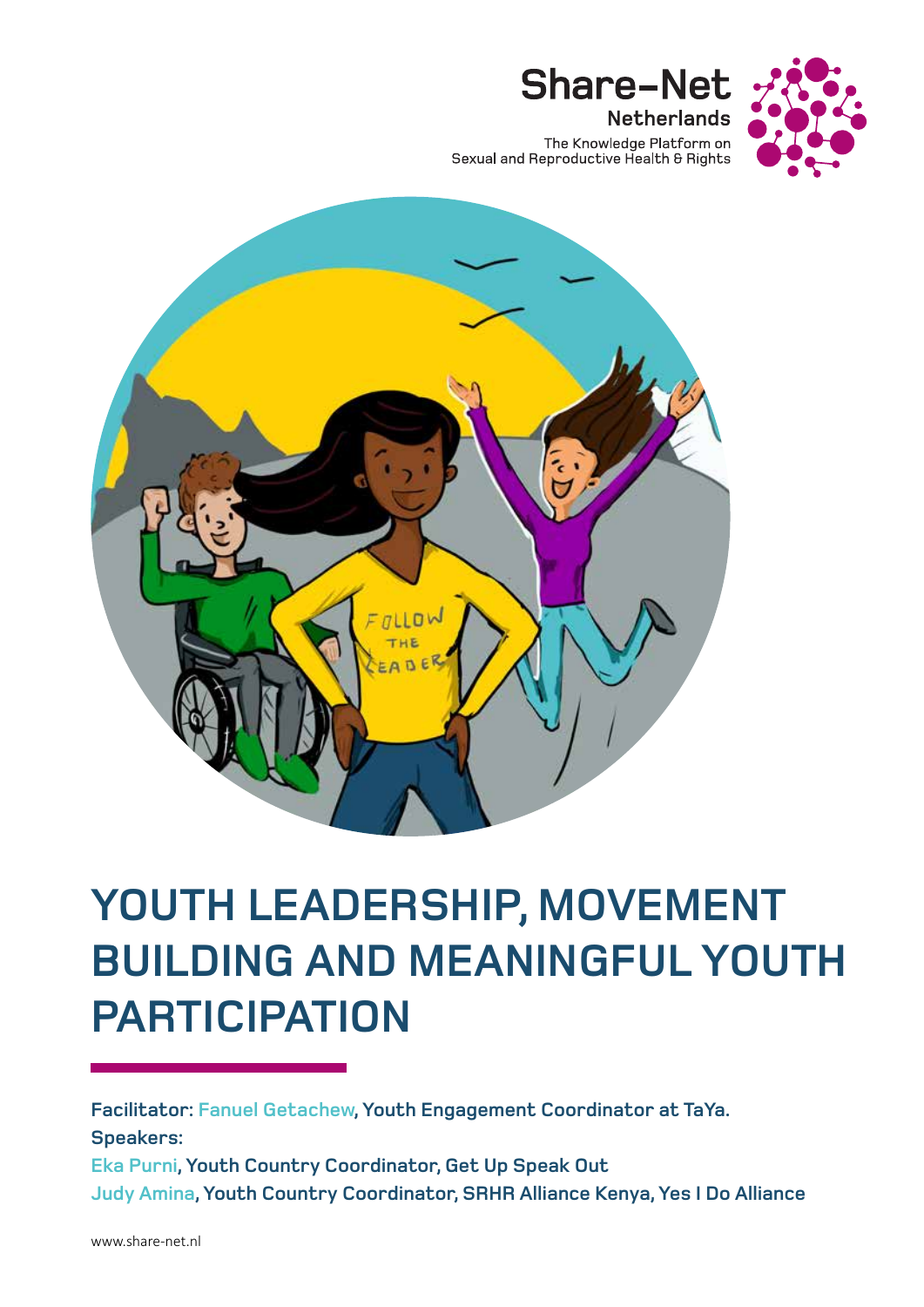Share-Net Netherlands

The Knowledge Platform on Sexual and Reproductive Health & Rights

# YOUTH LEADERSHIP, MOVEMENT BUILDING AND MEANINGFUL YOUTH PARTICIPATION

**Facilitator: Fanuel Getachew, Youth Engagement Coordinator at TaYa.**

**Speakers:**

**Eka Purni, Youth Country Coordinator, Get Up Speak Out**

**Judy Amina, Youth Country Coordinator, SRHR Alliance Kenya, Yes I Do Alliance**

www.share-net.nl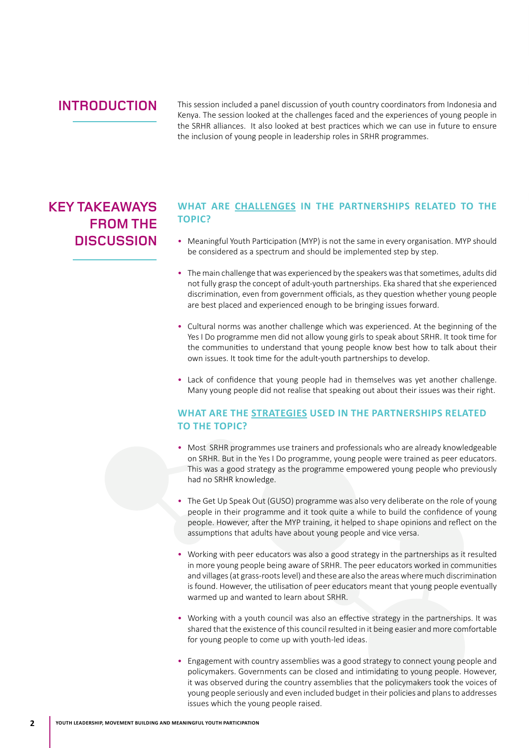## INTRODUCTION

This session included a panel discussion of youth country coordinators from Indonesia and Kenya. The session looked at the challenges faced and the experiences of young people in the SRHR alliances. It also looked at best practices which we can use in future to ensure the inclusion of young people in leadership roles in SRHR programmes.

## KEY TAKEAWAYS FROM THE DISCUSSION

### WHAT ARE CHALLENGES IN THE PARTNERSHIPS RELATED TO THE TOPIC?

- Meaningful Youth Participation (MYP) is not the same in every organisation. MYP should be considered as a spectrum and should be implemented step by step.
- The main challenge that was experienced by the speakers was that sometimes, adults did not fully grasp the concept of adult-youth partnerships. Eka shared that she experienced discrimination, even from government officials, as they question whether young people are best placed and experienced enough to be bringing issues forward.
- Cultural norms was another challenge which was experienced. At the beginning of the Yes I Do programme men did not allow young girls to speak about SRHR. It took time for the communities to understand that young people know best how to talk about their own issues. It took time for the adult-youth partnerships to develop.
- Lack of confidence that young people had in themselves was yet another challenge. Many young people did not realise that speaking out about their issues was their right.

### WHAT ARE THE STRATEGIES USED IN THE PARTNERSHIPS RELATED TO THE TOPIC?

- Most SRHR programmes use trainers and professionals who are already knowledgeable on SRHR. But in the Yes I Do programme, young people were trained as peer educators. This was a good strategy as the programme empowered young people who previously had no SRHR knowledge.
- The Get Up Speak Out (GUSO) programme was also very deliberate on the role of young people in their programme and it took quite a while to build the confidence of young people. However, after the MYP training, it helped to shape opinions and reflect on the assumptions that adults have about young people and vice versa.
- Working with peer educators was also a good strategy in the partnerships as it resulted in more young people being aware of SRHR. The peer educators worked in communities and villages (at grass-roots level) and these are also the areas where much discrimination is found. However, the utilisation of peer educators meant that young people eventually warmed up and wanted to learn about SRHR.
- Working with a youth council was also an effective strategy in the partnerships. It was shared that the existence of this council resulted in it being easier and more comfortable for young people to come up with youth-led ideas.
- Engagement with country assemblies was a good strategy to connect young people and policymakers. Governments can be closed and intimidating to young people. However, it was observed during the country assemblies that the policymakers took the voices of young people seriously and even included budget in their policies and plans to addresses issues which the young people raised.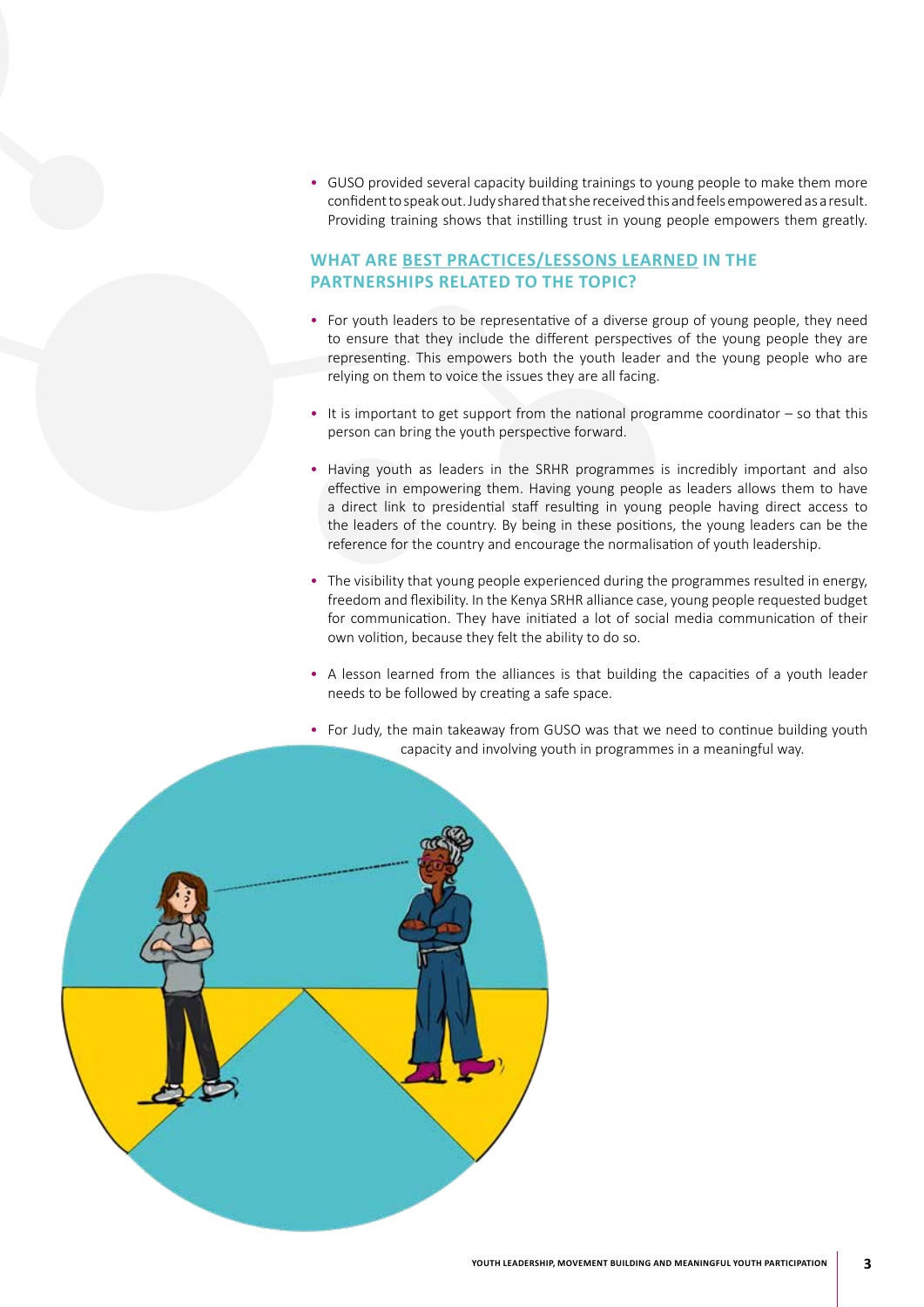- GUSO provided several capacity building trainings to young people to make them more confident to speak out. Judy shared that she received this and feels empowered as a result. Providing training shows that instilling trust in young people empowers them greatly.

## WHAT ARE BEST PRACTICES/LESSONS LEARNED IN THE PARTNERSHIPS RELATED TO THE TOPIC?

- For youth leaders to be representative of a diverse group of young people, they need to ensure that they include the different perspectives of the young people they are representing. This empowers both the youth leader and the young people who are relying on them to voice the issues they are all facing.
- It is important to get support from the national programme coordinator – so that this person can bring the youth perspective forward.
- Having youth as leaders in the SRHR programmes is incredibly important and also effective in empowering them. Having young people as leaders allows them to have a direct link to presidential staff resulting in young people having direct access to the leaders of the country. By being in these positions, the young leaders can be the reference for the country and encourage the normalisation of youth leadership.
- The visibility that young people experienced during the programmes resulted in energy, freedom and flexibility. In the Kenya SRHR alliance case, young people requested budget for communication. They have initiated a lot of social media communication of their own volition, because they felt the ability to do so.
- A lesson learned from the alliances is that building the capacities of a youth leader needs to be followed by creating a safe space.
- For Judy, the main takeaway from GUSO was that we need to continue building youth capacity and involving youth in programmes in a meaningful way.